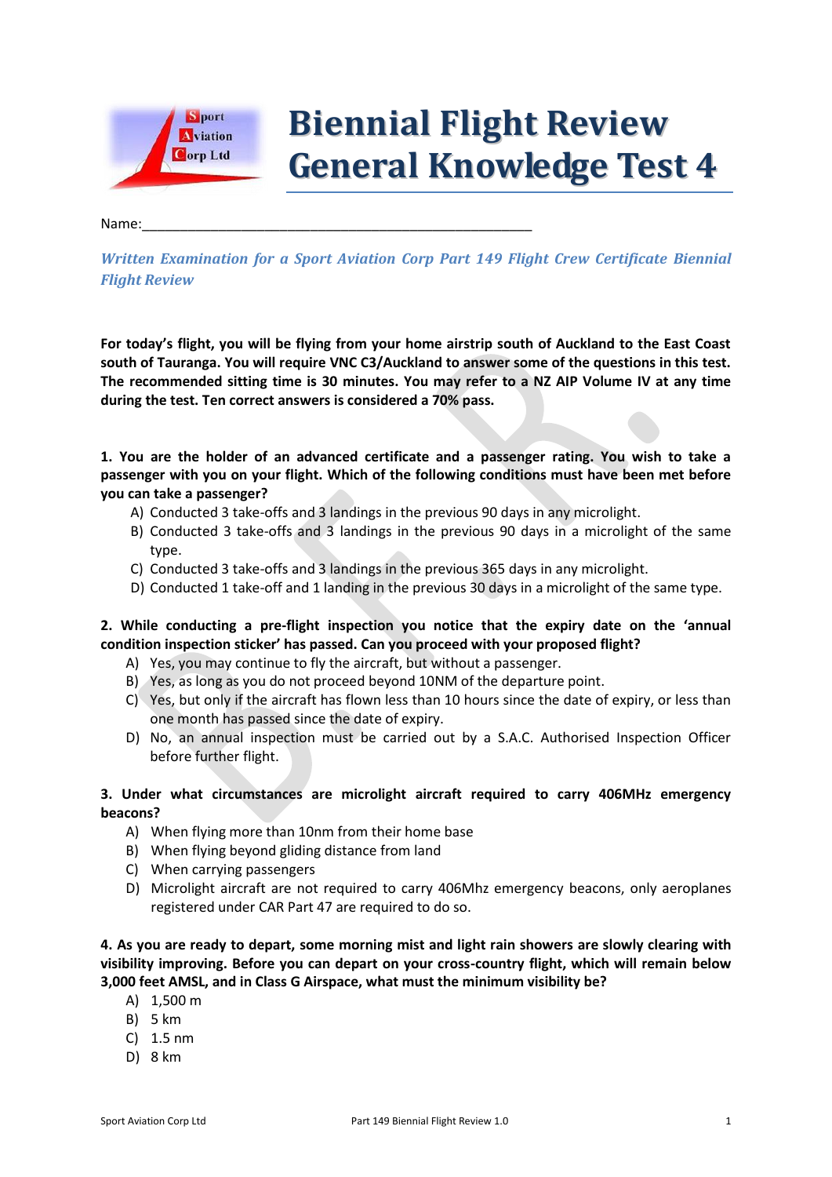# Biennial Flight Review General Knowledge Test 4

Name:\_\_\_\_\_\_\_\_\_\_\_\_\_\_\_\_\_\_\_\_\_\_\_\_\_\_\_\_\_\_\_\_\_\_\_\_\_\_\_\_\_\_\_\_\_\_\_\_\_\_\_\_\_\_

*Written Examination for a Sport Aviation Corp Part 149 Flight Crew Certificate Biennial Flight Review*

**For today's flight, you will be flying from your home airstrip south of Auckland to the East Coast south of Tauranga. You will require VNC C3/Auckland to answer some of the questions in this test. The recommended sitting time is 30 minutes. You may refer to a NZ AIP Volume IV at any time during the test. Ten correct answers is considered a 70% pass.**

**1. You are the holder of an advanced certificate and a passenger rating. You wish to take a passenger with you on your flight. Which of the following conditions must have been met before you can take a passenger?**

A) Conducted 3 take-offs and 3 landings in the previous 90 days in any microlight.
B) Conducted 3 take-offs and 3 landings in the previous 90 days in a microlight of the same type.
C) Conducted 3 take-offs and 3 landings in the previous 365 days in any microlight.
D) Conducted 1 take-off and 1 landing in the previous 30 days in a microlight of the same type.

**2. While conducting a pre-flight inspection you notice that the expiry date on the 'annual condition inspection sticker' has passed. Can you proceed with your proposed flight?**

A) Yes, you may continue to fly the aircraft, but without a passenger.
B) Yes, as long as you do not proceed beyond 10NM of the departure point.
C) Yes, but only if the aircraft has flown less than 10 hours since the date of expiry, or less than one month has passed since the date of expiry.
D) No, an annual inspection must be carried out by a S.A.C. Authorised Inspection Officer before further flight.

**3. Under what circumstances are microlight aircraft required to carry 406MHz emergency beacons?**

A) When flying more than 10nm from their home base
B) When flying beyond gliding distance from land
C) When carrying passengers
D) Microlight aircraft are not required to carry 406Mhz emergency beacons, only aeroplanes registered under CAR Part 47 are required to do so.

**4. As you are ready to depart, some morning mist and light rain showers are slowly clearing with visibility improving. Before you can depart on your cross-country flight, which will remain below 3,000 feet AMSL, and in Class G Airspace, what must the minimum visibility be?**

A) 1,500 m
B) 5 km
C) 1.5 nm
D) 8 km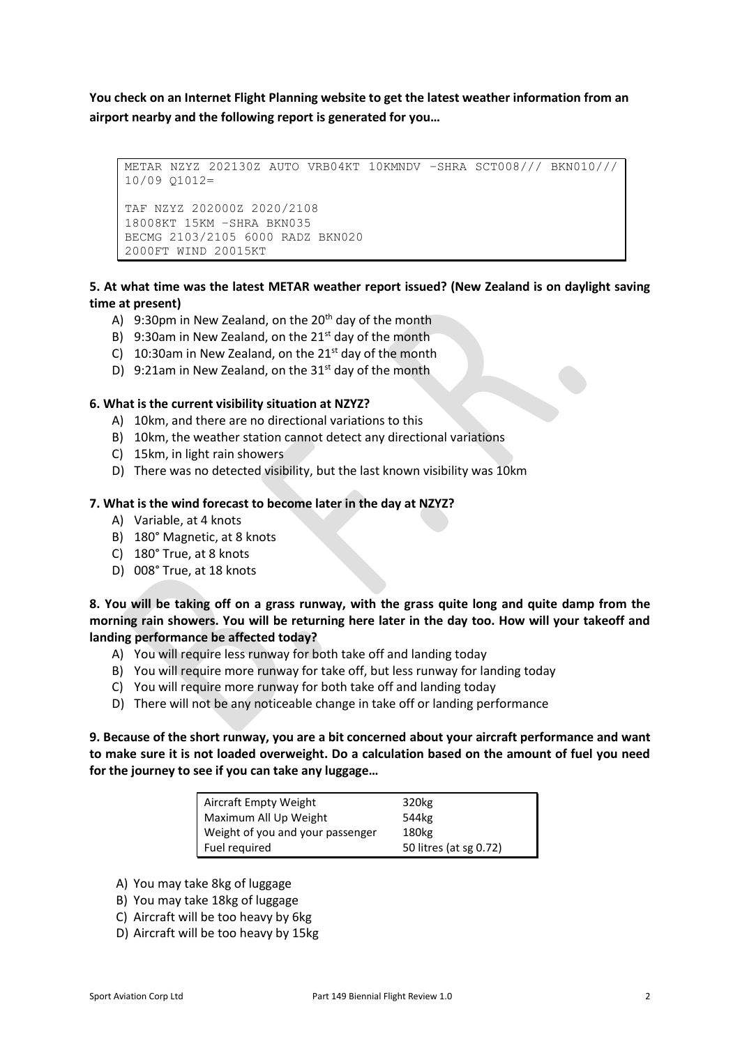**You check on an Internet Flight Planning website to get the latest weather information from an airport nearby and the following report is generated for you…**

```
METAR NZYZ 202130Z AUTO VRB04KT 10KMNDV -SHRA SCT008/// BKN010///
10/09 Q1012=

TAF NZYZ 202000Z 2020/2108
18008KT 15KM -SHRA BKN035
BECMG 2103/2105 6000 RADZ BKN020
2000FT WIND 20015KT
```

**5. At what time was the latest METAR weather report issued? (New Zealand is on daylight saving time at present)**

A) 9:30pm in New Zealand, on the 20th day of the month
B) 9:30am in New Zealand, on the 21st day of the month
C) 10:30am in New Zealand, on the 21st day of the month
D) 9:21am in New Zealand, on the 31st day of the month

**6. What is the current visibility situation at NZYZ?**

A) 10km, and there are no directional variations to this
B) 10km, the weather station cannot detect any directional variations
C) 15km, in light rain showers
D) There was no detected visibility, but the last known visibility was 10km

**7. What is the wind forecast to become later in the day at NZYZ?**

A) Variable, at 4 knots
B) 180° Magnetic, at 8 knots
C) 180° True, at 8 knots
D) 008° True, at 18 knots

**8. You will be taking off on a grass runway, with the grass quite long and quite damp from the morning rain showers. You will be returning here later in the day too. How will your takeoff and landing performance be affected today?**

A) You will require less runway for both take off and landing today
B) You will require more runway for take off, but less runway for landing today
C) You will require more runway for both take off and landing today
D) There will not be any noticeable change in take off or landing performance

**9. Because of the short runway, you are a bit concerned about your aircraft performance and want to make sure it is not loaded overweight. Do a calculation based on the amount of fuel you need for the journey to see if you can take any luggage…**

| | |
|---|---|
| Aircraft Empty Weight | 320kg |
| Maximum All Up Weight | 544kg |
| Weight of you and your passenger | 180kg |
| Fuel required | 50 litres (at sg 0.72) |

A) You may take 8kg of luggage
B) You may take 18kg of luggage
C) Aircraft will be too heavy by 6kg
D) Aircraft will be too heavy by 15kg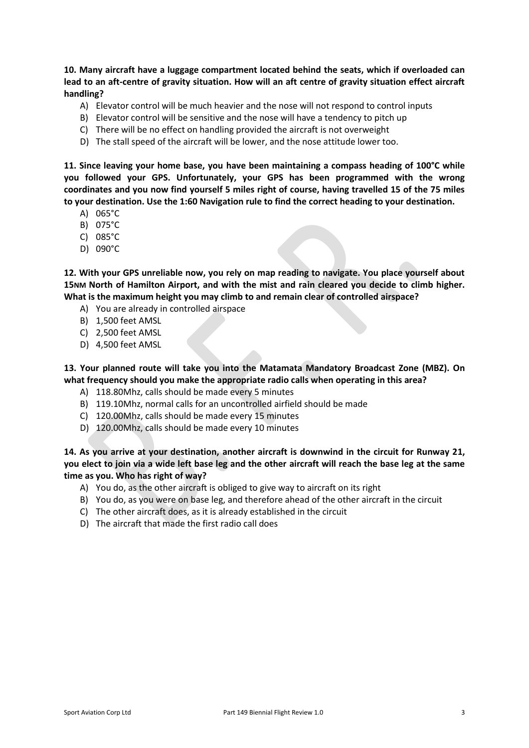**10. Many aircraft have a luggage compartment located behind the seats, which if overloaded can lead to an aft-centre of gravity situation. How will an aft centre of gravity situation effect aircraft handling?**

- A) Elevator control will be much heavier and the nose will not respond to control inputs
- B) Elevator control will be sensitive and the nose will have a tendency to pitch up
- C) There will be no effect on handling provided the aircraft is not overweight
- D) The stall speed of the aircraft will be lower, and the nose attitude lower too.

**11. Since leaving your home base, you have been maintaining a compass heading of 100°C while you followed your GPS. Unfortunately, your GPS has been programmed with the wrong coordinates and you now find yourself 5 miles right of course, having travelled 15 of the 75 miles to your destination. Use the 1:60 Navigation rule to find the correct heading to your destination.**

- A) 065°C
- B) 075°C
- C) 085°C
- D) 090°C

**12. With your GPS unreliable now, you rely on map reading to navigate. You place yourself about 15NM North of Hamilton Airport, and with the mist and rain cleared you decide to climb higher. What is the maximum height you may climb to and remain clear of controlled airspace?**

- A) You are already in controlled airspace
- B) 1,500 feet AMSL
- C) 2,500 feet AMSL
- D) 4,500 feet AMSL

**13. Your planned route will take you into the Matamata Mandatory Broadcast Zone (MBZ). On what frequency should you make the appropriate radio calls when operating in this area?**

- A) 118.80Mhz, calls should be made every 5 minutes
- B) 119.10Mhz, normal calls for an uncontrolled airfield should be made
- C) 120.00Mhz, calls should be made every 15 minutes
- D) 120.00Mhz, calls should be made every 10 minutes

**14. As you arrive at your destination, another aircraft is downwind in the circuit for Runway 21, you elect to join via a wide left base leg and the other aircraft will reach the base leg at the same time as you. Who has right of way?**

- A) You do, as the other aircraft is obliged to give way to aircraft on its right
- B) You do, as you were on base leg, and therefore ahead of the other aircraft in the circuit
- C) The other aircraft does, as it is already established in the circuit
- D) The aircraft that made the first radio call does